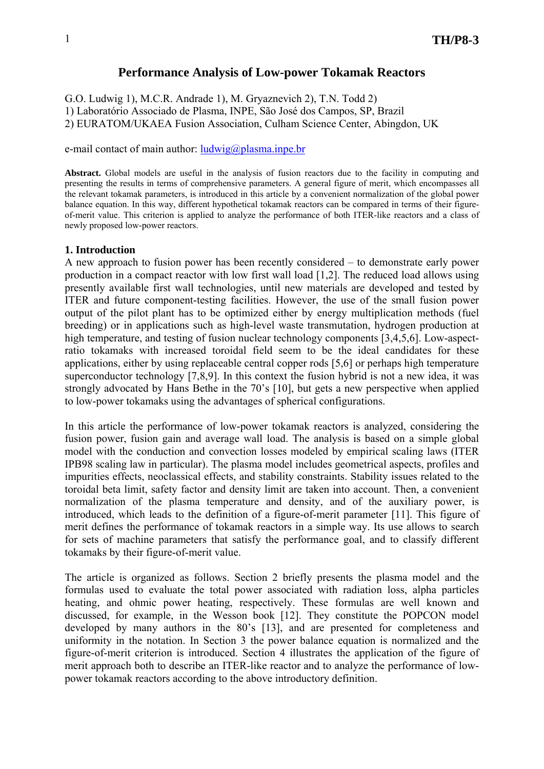# Performance Analysis of Low-power Tokamak Reactors

G.O. Ludwig 1), M.C.R. Andrade 1), M. Gryaznevich 2), T.N. Todd 2)

1) Laboratório Associado de Plasma, INPE, São José dos Campos, SP, Brazil

2) EURATOM/UKAEA Fusion Association, Culham Science Center, Abingdon, UK

e-mail contact of main author: ludwig@plasma.inpe.br

**Abstract.** Global models are useful in the analysis of fusion reactors due to the facility in computing and presenting the results in terms of comprehensive parameters. A general figure of merit, which encompasses all the relevant tokamak parameters, is introduced in this article by a convenient normalization of the global power balance equation. In this way, different hypothetical tokamak reactors can be compared in terms of their figure-of-merit value. This criterion is applied to analyze the performance of both ITER-like reactors and a class of newly proposed low-power reactors.

## 1. Introduction

A new approach to fusion power has been recently considered – to demonstrate early power production in a compact reactor with low first wall load [1,2]. The reduced load allows using presently available first wall technologies, until new materials are developed and tested by ITER and future component-testing facilities. However, the use of the small fusion power output of the pilot plant has to be optimized either by energy multiplication methods (fuel breeding) or in applications such as high-level waste transmutation, hydrogen production at high temperature, and testing of fusion nuclear technology components [3,4,5,6]. Low-aspect-ratio tokamaks with increased toroidal field seem to be the ideal candidates for these applications, either by using replaceable central copper rods [5,6] or perhaps high temperature superconductor technology [7,8,9]. In this context the fusion hybrid is not a new idea, it was strongly advocated by Hans Bethe in the 70's [10], but gets a new perspective when applied to low-power tokamaks using the advantages of spherical configurations.

In this article the performance of low-power tokamak reactors is analyzed, considering the fusion power, fusion gain and average wall load. The analysis is based on a simple global model with the conduction and convection losses modeled by empirical scaling laws (ITER IPB98 scaling law in particular). The plasma model includes geometrical aspects, profiles and impurities effects, neoclassical effects, and stability constraints. Stability issues related to the toroidal beta limit, safety factor and density limit are taken into account. Then, a convenient normalization of the plasma temperature and density, and of the auxiliary power, is introduced, which leads to the definition of a figure-of-merit parameter [11]. This figure of merit defines the performance of tokamak reactors in a simple way. Its use allows to search for sets of machine parameters that satisfy the performance goal, and to classify different tokamaks by their figure-of-merit value.

The article is organized as follows. Section 2 briefly presents the plasma model and the formulas used to evaluate the total power associated with radiation loss, alpha particles heating, and ohmic power heating, respectively. These formulas are well known and discussed, for example, in the Wesson book [12]. They constitute the POPCON model developed by many authors in the 80's [13], and are presented for completeness and uniformity in the notation. In Section 3 the power balance equation is normalized and the figure-of-merit criterion is introduced. Section 4 illustrates the application of the figure of merit approach both to describe an ITER-like reactor and to analyze the performance of low-power tokamak reactors according to the above introductory definition.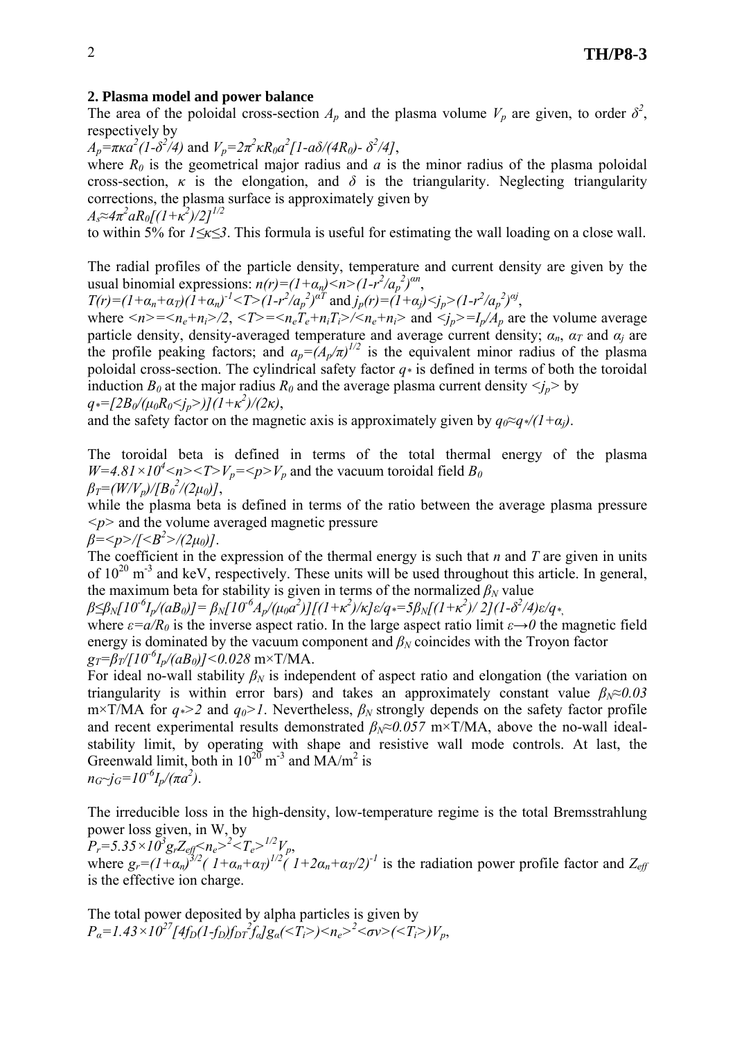## 2. Plasma model and power balance

The area of the poloidal cross-section $A_p$ and the plasma volume $V_p$ are given, to order $\delta^2$, respectively by

$A_p=\pi\kappa a^2(1-\delta^2/4)$ and $V_p=2\pi^2\kappa R_0 a^2[1-a\delta/(4R_0)-\delta^2/4]$,

where $R_0$ is the geometrical major radius and $a$ is the minor radius of the plasma poloidal cross-section, $\kappa$ is the elongation, and $\delta$ is the triangularity. Neglecting triangularity corrections, the plasma surface is approximately given by

$A_s\approx 4\pi^2 aR_0[(1+\kappa^2)/2]^{1/2}$

to within 5% for $1\leq\kappa\leq 3$. This formula is useful for estimating the wall loading on a close wall.

The radial profiles of the particle density, temperature and current density are given by the usual binomial expressions: $n(r)=(1+\alpha_n)\langle n\rangle(1-r^2/a_p^2)^{\alpha n}$,

$T(r)=(1+\alpha_n+\alpha_T)(1+\alpha_n)^{-1}\langle T\rangle(1-r^2/a_p^2)^{\alpha T}$ and $j_p(r)=(1+\alpha_j)\langle j_p\rangle(1-r^2/a_p^2)^{\alpha j}$,

where $\langle n\rangle=\langle n_e+n_i\rangle/2$, $\langle T\rangle=\langle n_eT_e+n_iT_i\rangle/\langle n_e+n_i\rangle$ and $\langle j_p\rangle=I_p/A_p$ are the volume average particle density, density-averaged temperature and average current density; $\alpha_n$, $\alpha_T$ and $\alpha_j$ are the profile peaking factors; and $a_p=(A_p/\pi)^{1/2}$ is the equivalent minor radius of the plasma poloidal cross-section. The cylindrical safety factor $q_*$ is defined in terms of both the toroidal induction $B_0$ at the major radius $R_0$ and the average plasma current density $\langle j_p\rangle$ by

$q_*=[2B_0/(\mu_0R_0\langle j_p\rangle)](1+\kappa^2)/(2\kappa)$,

and the safety factor on the magnetic axis is approximately given by $q_0\approx q_*/(1+\alpha_j)$.

The toroidal beta is defined in terms of the total thermal energy of the plasma $W=4.81\times10^4\langle n\rangle\langle T\rangle V_p=\langle p\rangle V_p$ and the vacuum toroidal field $B_0$

$\beta_T=(W/V_p)/[B_0^2/(2\mu_0)]$,

while the plasma beta is defined in terms of the ratio between the average plasma pressure $\langle p\rangle$ and the volume averaged magnetic pressure

$\beta=\langle p\rangle/[\langle B^2\rangle/(2\mu_0)]$.

The coefficient in the expression of the thermal energy is such that $n$ and $T$ are given in units of $10^{20}$ m$^{-3}$ and keV, respectively. These units will be used throughout this article. In general, the maximum beta for stability is given in terms of the normalized $\beta_N$ value

$\beta\leq\beta_N[10^{-6}I_p/(aB_0)]=\beta_N[10^{-6}A_p/(\mu_0a^2)][(1+\kappa^2)/\kappa]\varepsilon/q_*=5\beta_N[(1+\kappa^2)/2](1-\delta^2/4)\varepsilon/q_*$,

where $\varepsilon=a/R_0$ is the inverse aspect ratio. In the large aspect ratio limit $\varepsilon\rightarrow 0$ the magnetic field energy is dominated by the vacuum component and $\beta_N$ coincides with the Troyon factor

$g_T=\beta_T/[10^{-6}I_p/(aB_0)]<0.028$ m×T/MA.

For ideal no-wall stability $\beta_N$ is independent of aspect ratio and elongation (the variation on triangularity is within error bars) and takes an approximately constant value $\beta_N\approx 0.03$ m×T/MA for $q_*>2$ and $q_0>1$. Nevertheless, $\beta_N$ strongly depends on the safety factor profile and recent experimental results demonstrated $\beta_N\approx 0.057$ m×T/MA, above the no-wall ideal-stability limit, by operating with shape and resistive wall mode controls. At last, the Greenwald limit, both in $10^{20}$ m$^{-3}$ and MA/m$^2$ is

$n_G\sim j_G=10^{-6}I_p/(\pi a^2)$.

The irreducible loss in the high-density, low-temperature regime is the total Bremsstrahlung power loss given, in W, by

$P_r=5.35\times10^3 g_r Z_{eff}\langle n_e\rangle^2\langle T_e\rangle^{1/2}V_p$,

where $g_r=(1+\alpha_n)^{3/2}(1+\alpha_n+\alpha_T)^{1/2}(1+2\alpha_n+\alpha_T/2)^{-1}$ is the radiation power profile factor and $Z_{eff}$ is the effective ion charge.

The total power deposited by alpha particles is given by

$P_\alpha=1.43\times10^{27}[4f_D(1-f_D)f_{DT}^2f_\alpha]g_\alpha(\langle T_i\rangle)\langle n_e\rangle^2\langle\sigma v\rangle(\langle T_i\rangle)V_p$,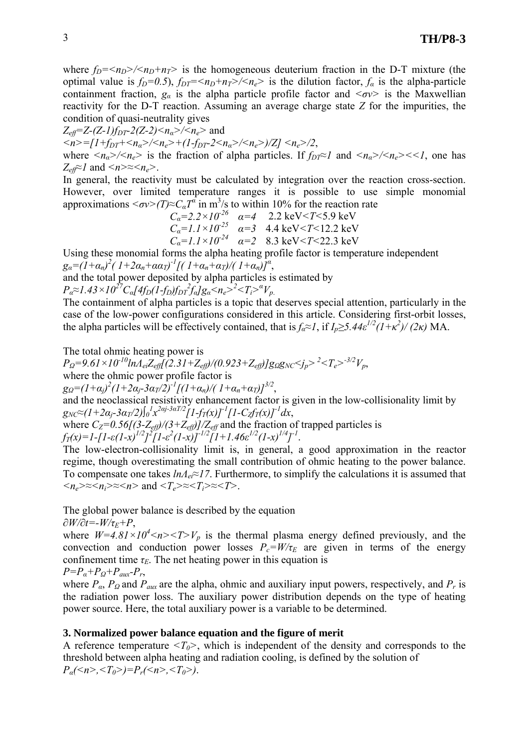where $f_D=\langle n_D\rangle/\langle n_D+n_T\rangle$ is the homogeneous deuterium fraction in the D-T mixture (the optimal value is $f_D=0.5$), $f_{DT}=\langle n_D+n_T\rangle/\langle n_e\rangle$ is the dilution factor, $f_\alpha$ is the alpha-particle containment fraction, $g_\alpha$ is the alpha particle profile factor and $\langle\sigma v\rangle$ is the Maxwellian reactivity for the D-T reaction. Assuming an average charge state $Z$ for the impurities, the condition of quasi-neutrality gives

$Z_{eff}=Z-(Z-1)f_{DT}-2(Z-2)\langle n_\alpha\rangle/\langle n_e\rangle$ and

$\langle n\rangle=[1+f_{DT}+\langle n_\alpha\rangle/\langle n_e\rangle+(1-f_{DT}-2\langle n_\alpha\rangle/\langle n_e\rangle)/Z]\,\langle n_e\rangle/2$,

where $\langle n_\alpha\rangle/\langle n_e\rangle$ is the fraction of alpha particles. If $f_{DT}\approx 1$ and $\langle n_\alpha\rangle/\langle n_e\rangle \ll 1$, one has $Z_{eff}\approx 1$ and $\langle n\rangle\approx\langle n_e\rangle$.

In general, the reactivity must be calculated by integration over the reaction cross-section. However, over limited temperature ranges it is possible to use simple monomial approximations $\langle\sigma v\rangle(T)\approx C_\alpha T^\alpha$ in m$^3$/s to within 10% for the reaction rate

$C_\alpha=2.2\times10^{-26}$ $\alpha=4$ 2.2 keV$<T<$5.9 keV

$C_\alpha=1.1\times10^{-25}$ $\alpha=3$ 4.4 keV$<T<$12.2 keV

$C_\alpha=1.1\times10^{-24}$ $\alpha=2$ 8.3 keV$<T<$22.3 keV

Using these monomial forms the alpha heating profile factor is temperature independent

$g_\alpha=(1+\alpha_n)^2(1+2\alpha_n+\alpha\alpha_T)^{-1}[(1+\alpha_n+\alpha_T)/(1+\alpha_n)]^\alpha$,

and the total power deposited by alpha particles is estimated by

$P_\alpha\approx 1.43\times10^{27}C_\alpha[4f_D(1-f_D)f_{DT}{}^2f_\alpha]g_\alpha\langle n_e\rangle^2\langle T_i\rangle^\alpha V_p.$

The containment of alpha particles is a topic that deserves special attention, particularly in the case of the low-power configurations considered in this article. Considering first-orbit losses, the alpha particles will be effectively contained, that is $f_\alpha\approx 1$, if $I_p\geq 5.44\varepsilon^{1/2}(1+\kappa^2)/(2\kappa)$ MA.

The total ohmic heating power is

$P_\Omega=9.61\times10^{-10}\ln\Lambda_{ei}Z_{eff}[(2.31+Z_{eff})/(0.923+Z_{eff})]g_\Omega g_{NC}\langle j_p\rangle^2\langle T_e\rangle^{-3/2}V_p$,

where the ohmic power profile factor is

$g_\Omega=(1+\alpha_j)^2(1+2\alpha_j-3\alpha_T/2)^{-1}[(1+\alpha_n)/(1+\alpha_n+\alpha_T)]^{3/2}$,

and the neoclassical resistivity enhancement factor is given in the low-collisionality limit by

$g_{NC}\approx(1+2\alpha_j-3\alpha_T/2)\int_0^1 x^{2\alpha j-3\alpha T/2}[1-f_T(x)]^{-1}[1-C_Z f_T(x)]^{-1}dx$,

where $C_Z=0.56[(3-Z_{eff})/(3+Z_{eff})]/Z_{eff}$ and the fraction of trapped particles is

$f_T(x)=1-[1-\varepsilon(1-x)^{1/2}]^2[1-\varepsilon^2(1-x)]^{-1/2}[1+1.46\varepsilon^{1/2}(1-x)^{1/4}]^{-1}$.

The low-electron-collisionality limit is, in general, a good approximation in the reactor regime, though overestimating the small contribution of ohmic heating to the power balance. To compensate one takes $\ln\Lambda_{ei}\approx 17$. Furthermore, to simplify the calculations it is assumed that $\langle n_e\rangle\approx\langle n_i\rangle\approx\langle n\rangle$ and $\langle T_e\rangle\approx\langle T_i\rangle\approx\langle T\rangle$.

The global power balance is described by the equation

$\partial W/\partial t=-W/\tau_E+P$,

where $W=4.81\times10^4\langle n\rangle\langle T\rangle V_p$ is the thermal plasma energy defined previously, and the convection and conduction power losses $P_c=W/\tau_E$ are given in terms of the energy confinement time $\tau_E$. The net heating power in this equation is

$P=P_\alpha+P_\Omega+P_{aux}-P_r$,

where $P_\alpha$, $P_\Omega$ and $P_{aux}$ are the alpha, ohmic and auxiliary input powers, respectively, and $P_r$ is the radiation power loss. The auxiliary power distribution depends on the type of heating power source. Here, the total auxiliary power is a variable to be determined.

## 3. Normalized power balance equation and the figure of merit

A reference temperature $\langle T_0\rangle$, which is independent of the density and corresponds to the threshold between alpha heating and radiation cooling, is defined by the solution of

$P_\alpha(\langle n\rangle,\langle T_0\rangle)=P_r(\langle n\rangle,\langle T_0\rangle)$.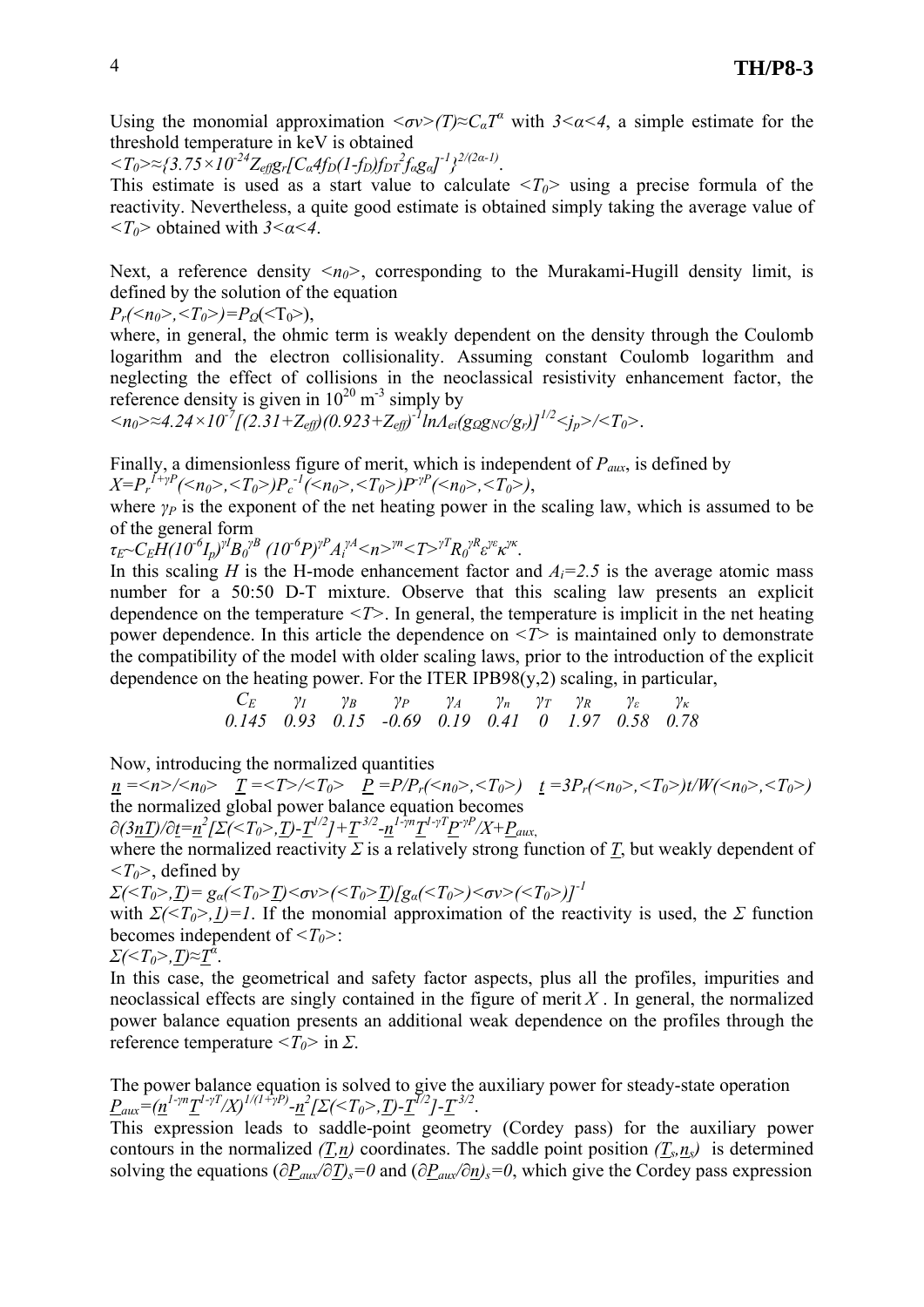Using the monomial approximation $<\sigma v>(T)\approx C_\alpha T^\alpha$ with $3<\alpha<4$, a simple estimate for the threshold temperature in keV is obtained

$$<T_0>\approx\{3.75\times10^{-24}Z_{eff}g_r[C_\alpha 4f_D(1-f_D)f_{DT}^2 f_\alpha g_\alpha]^{-1}\}^{2/(2\alpha-1)}.$$

This estimate is used as a start value to calculate $<T_0>$ using a precise formula of the reactivity. Nevertheless, a quite good estimate is obtained simply taking the average value of $<T_0>$ obtained with $3<\alpha<4$.

Next, a reference density $<n_0>$, corresponding to the Murakami-Hugill density limit, is defined by the solution of the equation

$$P_r(<n_0>,<T_0>)=P_\Omega(<T_0>),$$

where, in general, the ohmic term is weakly dependent on the density through the Coulomb logarithm and the electron collisionality. Assuming constant Coulomb logarithm and neglecting the effect of collisions in the neoclassical resistivity enhancement factor, the reference density is given in $10^{20}$ m$^{-3}$ simply by

$$<n_0>\approx4.24\times10^{-7}[(2.31+Z_{eff})(0.923+Z_{eff})^{-1}\ln\Lambda_{ei}(g_\Omega g_{NC}/g_r)]^{1/2}<j_p>/<T_0>.$$

Finally, a dimensionless figure of merit, which is independent of $P_{aux}$, is defined by

$$X=P_r^{1+\gamma P}(<n_0>,<T_0>)P_c^{-1}(<n_0>,<T_0>)P^{\gamma P}(<n_0>,<T_0>),$$

where $\gamma_P$ is the exponent of the net heating power in the scaling law, which is assumed to be of the general form

$$\tau_E\sim C_E H(10^{-6}I_p)^{\gamma I}B_0^{\gamma B}(10^{-6}P)^{\gamma P}A_i^{\gamma A}<n>^{\gamma n}<T>^{\gamma T}R_0^{\gamma R}\varepsilon^{\gamma\varepsilon}\kappa^{\gamma\kappa}.$$

In this scaling $H$ is the H-mode enhancement factor and $A_i=2.5$ is the average atomic mass number for a 50:50 D-T mixture. Observe that this scaling law presents an explicit dependence on the temperature $<T>$. In general, the temperature is implicit in the net heating power dependence. In this article the dependence on $<T>$ is maintained only to demonstrate the compatibility of the model with older scaling laws, prior to the introduction of the explicit dependence on the heating power. For the ITER IPB98(y,2) scaling, in particular,

| $C_E$ | $\gamma_I$ | $\gamma_B$ | $\gamma_P$ | $\gamma_A$ | $\gamma_n$ | $\gamma_T$ | $\gamma_R$ | $\gamma_\varepsilon$ | $\gamma_\kappa$ |
|---|---|---|---|---|---|---|---|---|---|
| 0.145 | 0.93 | 0.15 | -0.69 | 0.19 | 0.41 | 0 | 1.97 | 0.58 | 0.78 |

Now, introducing the normalized quantities

$$\underline{n}=<n>/<n_0> \quad \underline{T}=<T>/<T_0> \quad \underline{P}=P/P_r(<n_0>,<T_0>) \quad \underline{t}=3P_r(<n_0>,<T_0>)t/W(<n_0>,<T_0>)$$

the normalized global power balance equation becomes

$$\partial(3\underline{n}\underline{T})/\partial\underline{t}=\underline{n}^2[\Sigma(<T_0>,\underline{T})-\underline{T}^{1/2}]+\underline{T}^{3/2}-\underline{n}^{1-\gamma n}\underline{T}^{1-\gamma T}\underline{P}^{-\gamma P}/X+\underline{P}_{aux},$$

where the normalized reactivity $\Sigma$ is a relatively strong function of $\underline{T}$, but weakly dependent of $<T_0>$, defined by

$$\Sigma(<T_0>,\underline{T})=g_\alpha(<T_0>\underline{T})<\sigma v>(<T_0>\underline{T})[g_\alpha(<T_0>)<\sigma v>(<T_0>)]^{-1}$$

with $\Sigma(<T_0>,\underline{1})=1$. If the monomial approximation of the reactivity is used, the $\Sigma$ function becomes independent of $<T_0>$:

$$\Sigma(<T_0>,\underline{T})\approx\underline{T}^\alpha.$$

In this case, the geometrical and safety factor aspects, plus all the profiles, impurities and neoclassical effects are singly contained in the figure of merit $X$. In general, the normalized power balance equation presents an additional weak dependence on the profiles through the reference temperature $<T_0>$ in $\Sigma$.

The power balance equation is solved to give the auxiliary power for steady-state operation

$$\underline{P}_{aux}=(\underline{n}^{1-\gamma n}\underline{T}^{1-\gamma T}/X)^{1/(1+\gamma P)}-\underline{n}^2[\Sigma(<T_0>,\underline{T})-\underline{T}^{1/2}]-\underline{T}^{3/2}.$$

This expression leads to saddle-point geometry (Cordey pass) for the auxiliary power contours in the normalized $(\underline{T},\underline{n})$ coordinates. The saddle point position $(\underline{T}_s,\underline{n}_s)$ is determined solving the equations $(\partial\underline{P}_{aux}/\partial\underline{T})_s=0$ and $(\partial\underline{P}_{aux}/\partial\underline{n})_s=0$, which give the Cordey pass expression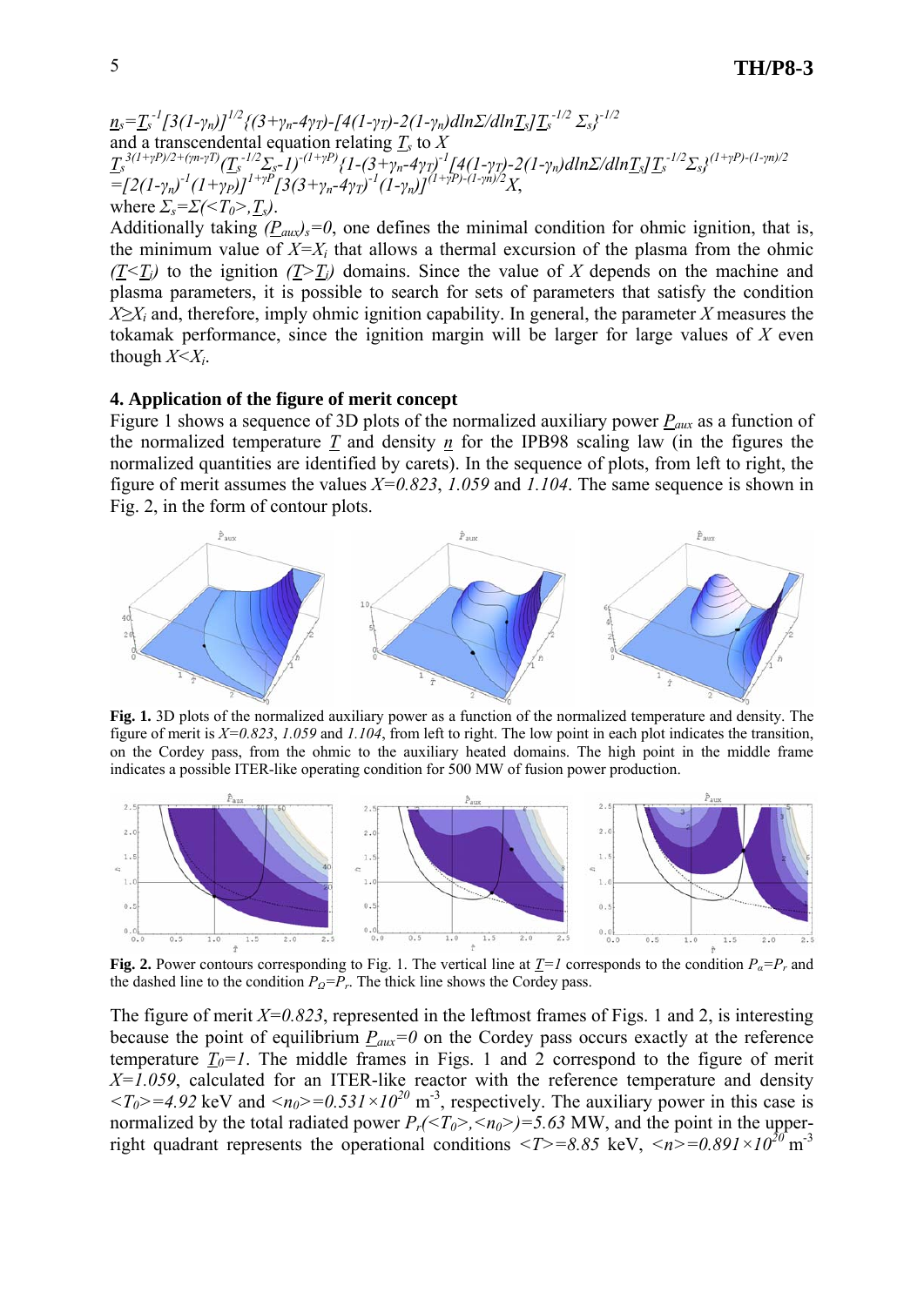$\underline{n}_s=\underline{T}_s^{-1}[3(1-\gamma_n)]^{1/2}\{(3+\gamma_n-4\gamma_T)-[4(1-\gamma_T)-2(1-\gamma_n)d\ln\Sigma/d\ln\underline{T}_s]\underline{T}_s^{-1/2}\,\Sigma_s\}^{-1/2}$

and a transcendental equation relating $\underline{T}_s$ to $X$

$$\underline{T}_s^{3(1+\gamma P)/2+(\gamma n-\gamma T)}(\underline{T}_s^{-1/2}\Sigma_s-1)^{-(1+\gamma P)}\{1-(3+\gamma_n-4\gamma_T)^{-1}[4(1-\gamma_T)-2(1-\gamma_n)d\ln\Sigma/d\ln\underline{T}_s]\underline{T}_s^{-1/2}\Sigma_s\}^{(1+\gamma P)-(1-\gamma n)/2}$$
$$=[2(1-\gamma_n)^{-1}(1+\gamma_P)]^{1+\gamma P}[3(3+\gamma_n-4\gamma_T)^{-1}(1-\gamma_n)]^{(1+\gamma P)-(1-\gamma n)/2}X,$$

where $\Sigma_s=\Sigma(<T_0>,\underline{T}_s)$.

Additionally taking $(\underline{P}_{aux})_s=0$, one defines the minimal condition for ohmic ignition, that is, the minimum value of $X=X_i$ that allows a thermal excursion of the plasma from the ohmic $(\underline{T}<\underline{T}_i)$ to the ignition $(\underline{T}>\underline{T}_i)$ domains. Since the value of $X$ depends on the machine and plasma parameters, it is possible to search for sets of parameters that satisfy the condition $X\geq X_i$ and, therefore, imply ohmic ignition capability. In general, the parameter $X$ measures the tokamak performance, since the ignition margin will be larger for large values of $X$ even though $X<X_i$.

## 4. Application of the figure of merit concept

Figure 1 shows a sequence of 3D plots of the normalized auxiliary power $\underline{P}_{aux}$ as a function of the normalized temperature $\underline{T}$ and density $\underline{n}$ for the IPB98 scaling law (in the figures the normalized quantities are identified by carets). In the sequence of plots, from left to right, the figure of merit assumes the values $X=0.823$, $1.059$ and $1.104$. The same sequence is shown in Fig. 2, in the form of contour plots.

**Fig. 1.** 3D plots of the normalized auxiliary power as a function of the normalized temperature and density. The figure of merit is $X=0.823$, $1.059$ and $1.104$, from left to right. The low point in each plot indicates the transition, on the Cordey pass, from the ohmic to the auxiliary heated domains. The high point in the middle frame indicates a possible ITER-like operating condition for 500 MW of fusion power production.

**Fig. 2.** Power contours corresponding to Fig. 1. The vertical line at $\underline{T}=1$ corresponds to the condition $P_\alpha=P_r$ and the dashed line to the condition $P_\Omega=P_r$. The thick line shows the Cordey pass.

The figure of merit $X=0.823$, represented in the leftmost frames of Figs. 1 and 2, is interesting because the point of equilibrium $\underline{P}_{aux}=0$ on the Cordey pass occurs exactly at the reference temperature $\underline{T}_0=1$. The middle frames in Figs. 1 and 2 correspond to the figure of merit $X=1.059$, calculated for an ITER-like reactor with the reference temperature and density $<T_0>=4.92$ keV and $<n_0>=0.531\times10^{20}$ m$^{-3}$, respectively. The auxiliary power in this case is normalized by the total radiated power $P_r(<T_0>,<n_0>)=5.63$ MW, and the point in the upper-right quadrant represents the operational conditions $<T>=8.85$ keV, $<n>=0.891\times10^{20}$ m$^{-3}$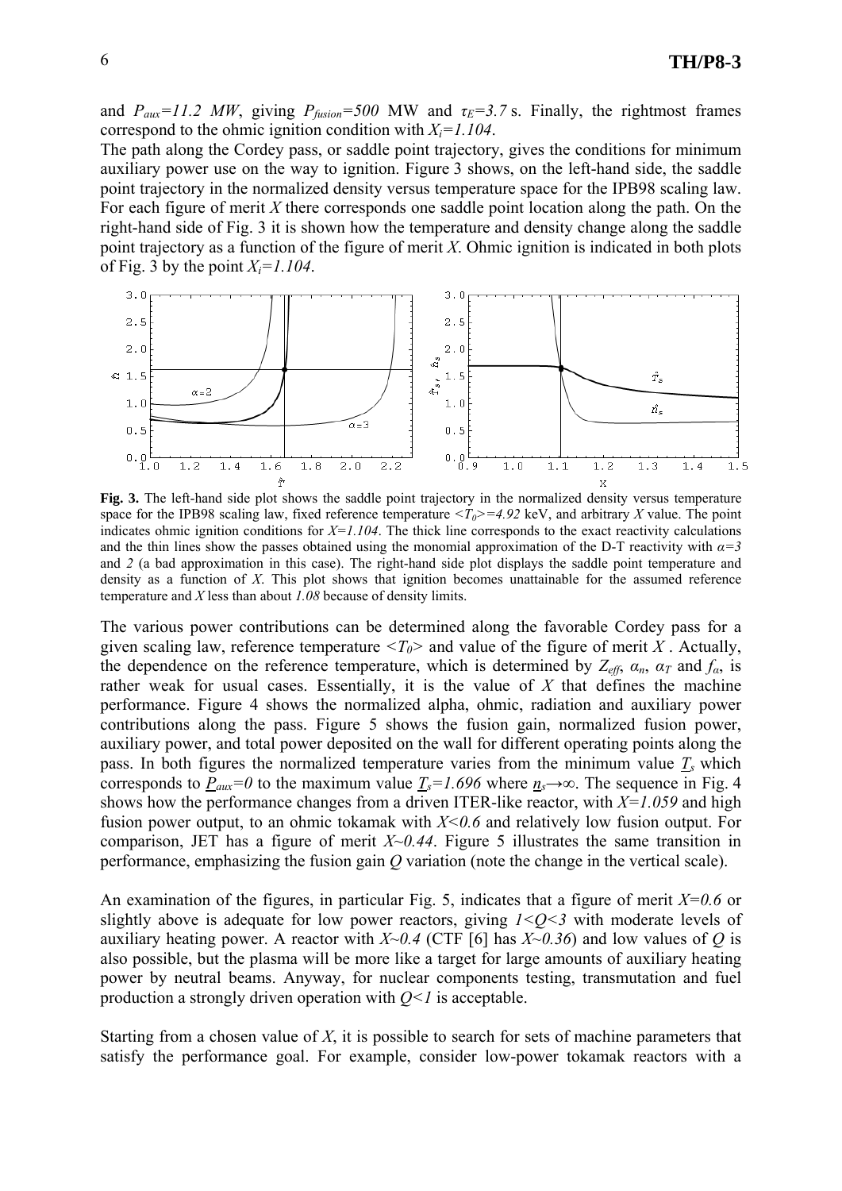and $P_{aux}=11.2$ MW, giving $P_{fusion}=500$ MW and $\tau_E=3.7$ s. Finally, the rightmost frames correspond to the ohmic ignition condition with $X_i=1.104$.

The path along the Cordey pass, or saddle point trajectory, gives the conditions for minimum auxiliary power use on the way to ignition. Figure 3 shows, on the left-hand side, the saddle point trajectory in the normalized density versus temperature space for the IPB98 scaling law. For each figure of merit $X$ there corresponds one saddle point location along the path. On the right-hand side of Fig. 3 it is shown how the temperature and density change along the saddle point trajectory as a function of the figure of merit $X$. Ohmic ignition is indicated in both plots of Fig. 3 by the point $X_i=1.104$.

**Fig. 3.** The left-hand side plot shows the saddle point trajectory in the normalized density versus temperature space for the IPB98 scaling law, fixed reference temperature $\langle T_0 \rangle=4.92$ keV, and arbitrary $X$ value. The point indicates ohmic ignition conditions for $X=1.104$. The thick line corresponds to the exact reactivity calculations and the thin lines show the passes obtained using the monomial approximation of the D-T reactivity with $\alpha=3$ and $2$ (a bad approximation in this case). The right-hand side plot displays the saddle point temperature and density as a function of $X$. This plot shows that ignition becomes unattainable for the assumed reference temperature and $X$ less than about $1.08$ because of density limits.

The various power contributions can be determined along the favorable Cordey pass for a given scaling law, reference temperature $\langle T_0 \rangle$ and value of the figure of merit $X$. Actually, the dependence on the reference temperature, which is determined by $Z_{eff}$, $\alpha_n$, $\alpha_T$ and $f_\alpha$, is rather weak for usual cases. Essentially, it is the value of $X$ that defines the machine performance. Figure 4 shows the normalized alpha, ohmic, radiation and auxiliary power contributions along the pass. Figure 5 shows the fusion gain, normalized fusion power, auxiliary power, and total power deposited on the wall for different operating points along the pass. In both figures the normalized temperature varies from the minimum value $\underline{T}_s$ which corresponds to $\underline{P}_{aux}=0$ to the maximum value $\underline{T}_s=1.696$ where $\underline{n}_s \rightarrow \infty$. The sequence in Fig. 4 shows how the performance changes from a driven ITER-like reactor, with $X=1.059$ and high fusion power output, to an ohmic tokamak with $X<0.6$ and relatively low fusion output. For comparison, JET has a figure of merit $X \sim 0.44$. Figure 5 illustrates the same transition in performance, emphasizing the fusion gain $Q$ variation (note the change in the vertical scale).

An examination of the figures, in particular Fig. 5, indicates that a figure of merit $X=0.6$ or slightly above is adequate for low power reactors, giving $1<Q<3$ with moderate levels of auxiliary heating power. A reactor with $X \sim 0.4$ (CTF [6] has $X \sim 0.36$) and low values of $Q$ is also possible, but the plasma will be more like a target for large amounts of auxiliary heating power by neutral beams. Anyway, for nuclear components testing, transmutation and fuel production a strongly driven operation with $Q<1$ is acceptable.

Starting from a chosen value of $X$, it is possible to search for sets of machine parameters that satisfy the performance goal. For example, consider low-power tokamak reactors with a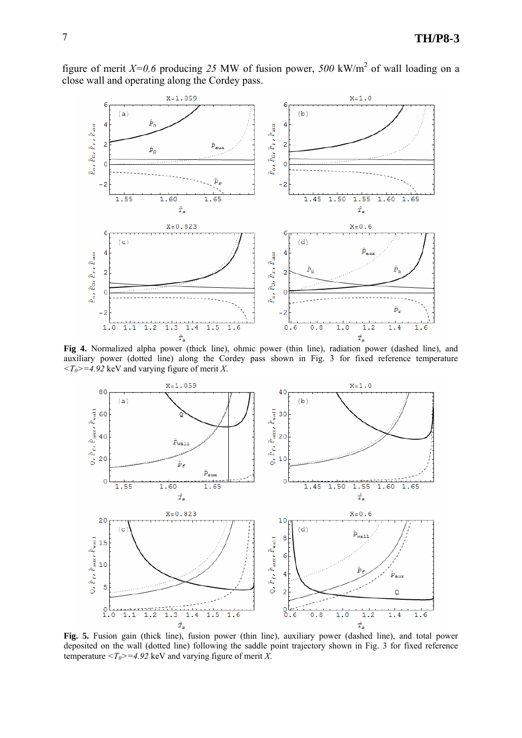figure of merit $X=0.6$ producing *25* MW of fusion power, *500* kW/m$^2$ of wall loading on a close wall and operating along the Cordey pass.

**Fig 4.** Normalized alpha power (thick line), ohmic power (thin line), radiation power (dashed line), and auxiliary power (dotted line) along the Cordey pass shown in Fig. 3 for fixed reference temperature $<T_0>=4.92$ keV and varying figure of merit $X$.

**Fig. 5.** Fusion gain (thick line), fusion power (thin line), auxiliary power (dashed line), and total power deposited on the wall (dotted line) following the saddle point trajectory shown in Fig. 3 for fixed reference temperature $<T_0>=4.92$ keV and varying figure of merit $X$.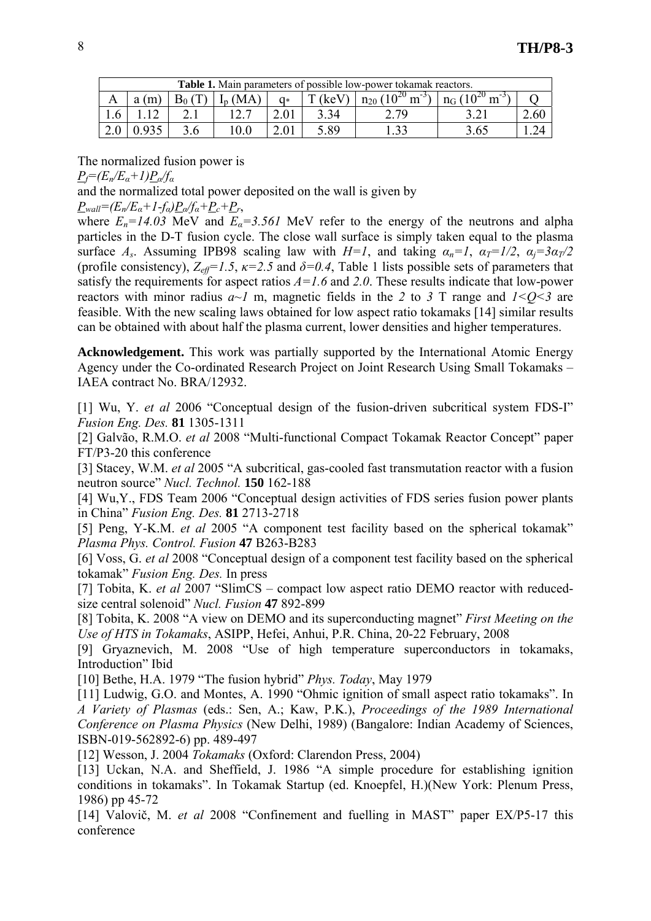**Table 1.** Main parameters of possible low-power tokamak reactors.

| A | a (m) | $B_0$ (T) | $I_p$ (MA) | $q_*$ | T (keV) | $n_{20}$ ($10^{20}$ m$^{-3}$) | $n_G$ ($10^{20}$ m$^{-3}$) | Q |
|---|---|---|---|---|---|---|---|---|
| 1.6 | 1.12 | 2.1 | 12.7 | 2.01 | 3.34 | 2.79 | 3.21 | 2.60 |
| 2.0 | 0.935 | 3.6 | 10.0 | 2.01 | 5.89 | 1.33 | 3.65 | 1.24 |

The normalized fusion power is

$\underline{P}_f=(E_n/E_\alpha+1)\underline{P}_\alpha/f_\alpha$

and the normalized total power deposited on the wall is given by

$\underline{P}_{wall}=(E_n/E_\alpha+1-f_\alpha)\underline{P}_\alpha/f_\alpha+\underline{P}_c+\underline{P}_r$,

where $E_n=14.03$ MeV and $E_\alpha=3.561$ MeV refer to the energy of the neutrons and alpha particles in the D-T fusion cycle. The close wall surface is simply taken equal to the plasma surface $A_s$. Assuming IPB98 scaling law with $H=1$, and taking $\alpha_n=1$, $\alpha_T=1/2$, $\alpha_j=3\alpha_T/2$ (profile consistency), $Z_{eff}=1.5$, $\kappa=2.5$ and $\delta=0.4$, Table 1 lists possible sets of parameters that satisfy the requirements for aspect ratios $A=1.6$ and $2.0$. These results indicate that low-power reactors with minor radius $a\sim1$ m, magnetic fields in the $2$ to $3$ T range and $1<Q<3$ are feasible. With the new scaling laws obtained for low aspect ratio tokamaks [14] similar results can be obtained with about half the plasma current, lower densities and higher temperatures.

**Acknowledgement.** This work was partially supported by the International Atomic Energy Agency under the Co-ordinated Research Project on Joint Research Using Small Tokamaks – IAEA contract No. BRA/12932.

[1] Wu, Y. *et al* 2006 "Conceptual design of the fusion-driven subcritical system FDS-I" *Fusion Eng. Des.* **81** 1305-1311

[2] Galvão, R.M.O. *et al* 2008 "Multi-functional Compact Tokamak Reactor Concept" paper FT/P3-20 this conference

[3] Stacey, W.M. *et al* 2005 "A subcritical, gas-cooled fast transmutation reactor with a fusion neutron source" *Nucl. Technol.* **150** 162-188

[4] Wu,Y., FDS Team 2006 "Conceptual design activities of FDS series fusion power plants in China" *Fusion Eng. Des.* **81** 2713-2718

[5] Peng, Y-K.M. *et al* 2005 "A component test facility based on the spherical tokamak" *Plasma Phys. Control. Fusion* **47** B263-B283

[6] Voss, G. *et al* 2008 "Conceptual design of a component test facility based on the spherical tokamak" *Fusion Eng. Des.* In press

[7] Tobita, K. *et al* 2007 "SlimCS – compact low aspect ratio DEMO reactor with reduced-size central solenoid" *Nucl. Fusion* **47** 892-899

[8] Tobita, K. 2008 "A view on DEMO and its superconducting magnet" *First Meeting on the Use of HTS in Tokamaks*, ASIPP, Hefei, Anhui, P.R. China, 20-22 February, 2008

[9] Gryaznevich, M. 2008 "Use of high temperature superconductors in tokamaks, Introduction" Ibid

[10] Bethe, H.A. 1979 "The fusion hybrid" *Phys. Today*, May 1979

[11] Ludwig, G.O. and Montes, A. 1990 "Ohmic ignition of small aspect ratio tokamaks". In *A Variety of Plasmas* (eds.: Sen, A.; Kaw, P.K.), *Proceedings of the 1989 International Conference on Plasma Physics* (New Delhi, 1989) (Bangalore: Indian Academy of Sciences, ISBN-019-562892-6) pp. 489-497

[12] Wesson, J. 2004 *Tokamaks* (Oxford: Clarendon Press, 2004)

[13] Uckan, N.A. and Sheffield, J. 1986 "A simple procedure for establishing ignition conditions in tokamaks". In Tokamak Startup (ed. Knoepfel, H.)(New York: Plenum Press, 1986) pp 45-72

[14] Valovič, M. *et al* 2008 "Confinement and fuelling in MAST" paper EX/P5-17 this conference